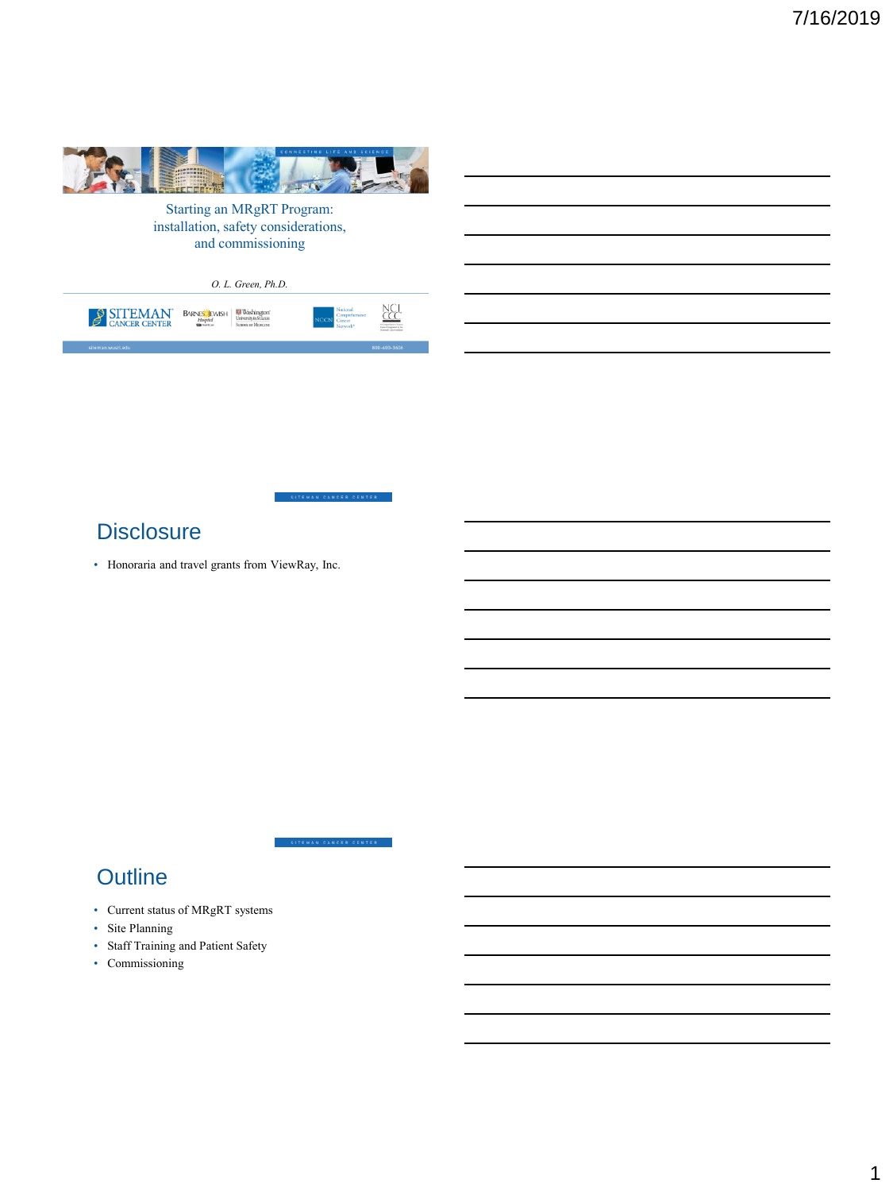Starting an MRgRT Program: installation, safety considerations, and commissioning

*O. L. Green, Ph.D.*

## Disclosure

- Honoraria and travel grants from ViewRay, Inc.

## Outline

- Current status of MRgRT systems
- Site Planning
- Staff Training and Patient Safety
- Commissioning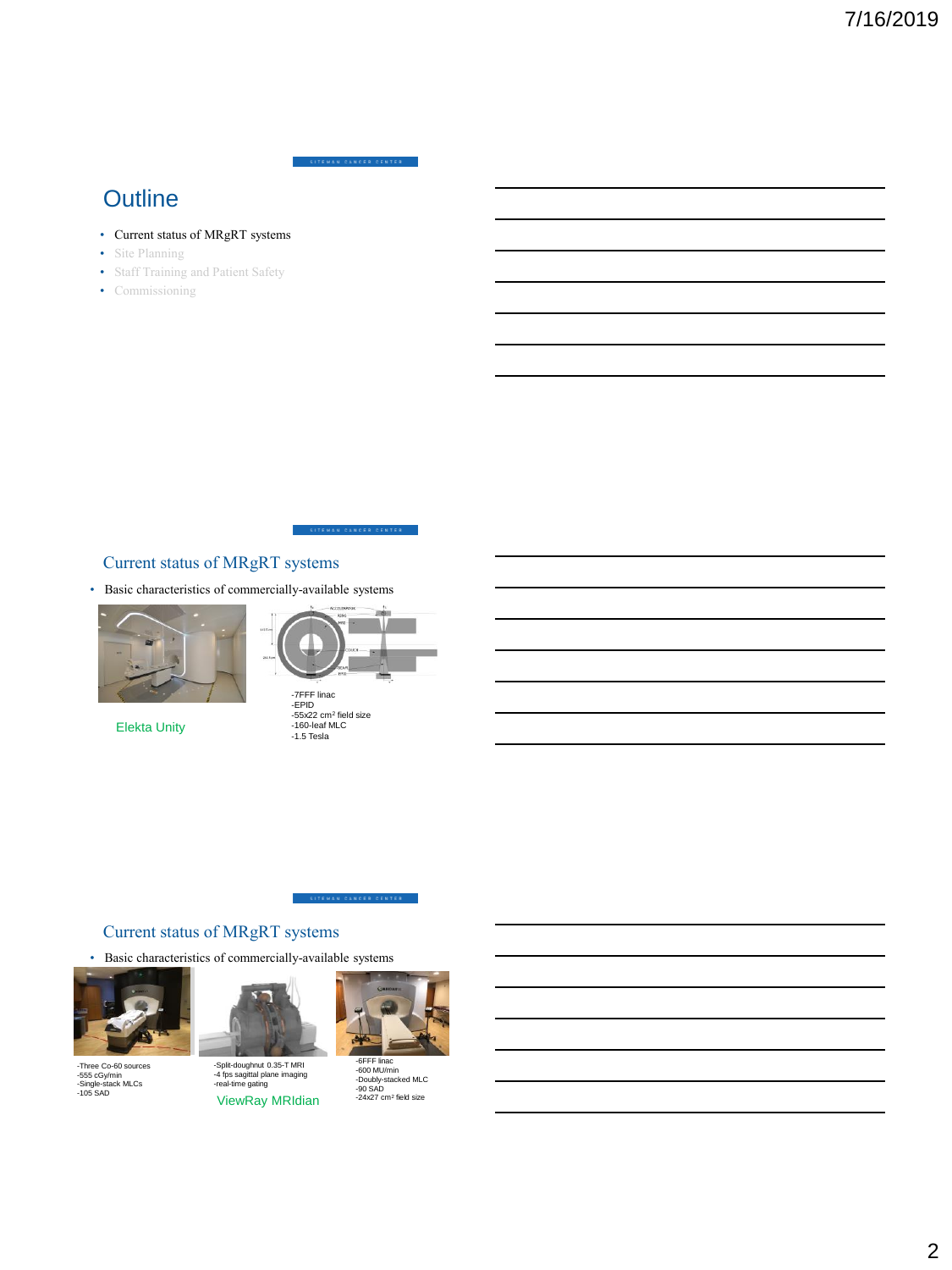## Outline

- Current status of MRgRT systems
- Site Planning
- Staff Training and Patient Safety
- Commissioning

## Current status of MRgRT systems

- Basic characteristics of commercially-available systems

Elekta Unity

-7FFF linac
-EPID
-55x22 $cm^2$ field size
-160-leaf MLC
-1.5 Tesla

## Current status of MRgRT systems

- Basic characteristics of commercially-available systems

-Three Co-60 sources
-555 cGy/min
-Single-stack MLCs
-105 SAD

-Split-doughnut 0.35-T MRI
-4 fps sagittal plane imaging
-real-time gating

ViewRay MRIdian

-6FFF linac
-600 MU/min
-Doubly-stacked MLC
-90 SAD
-24x27 $cm^2$ field size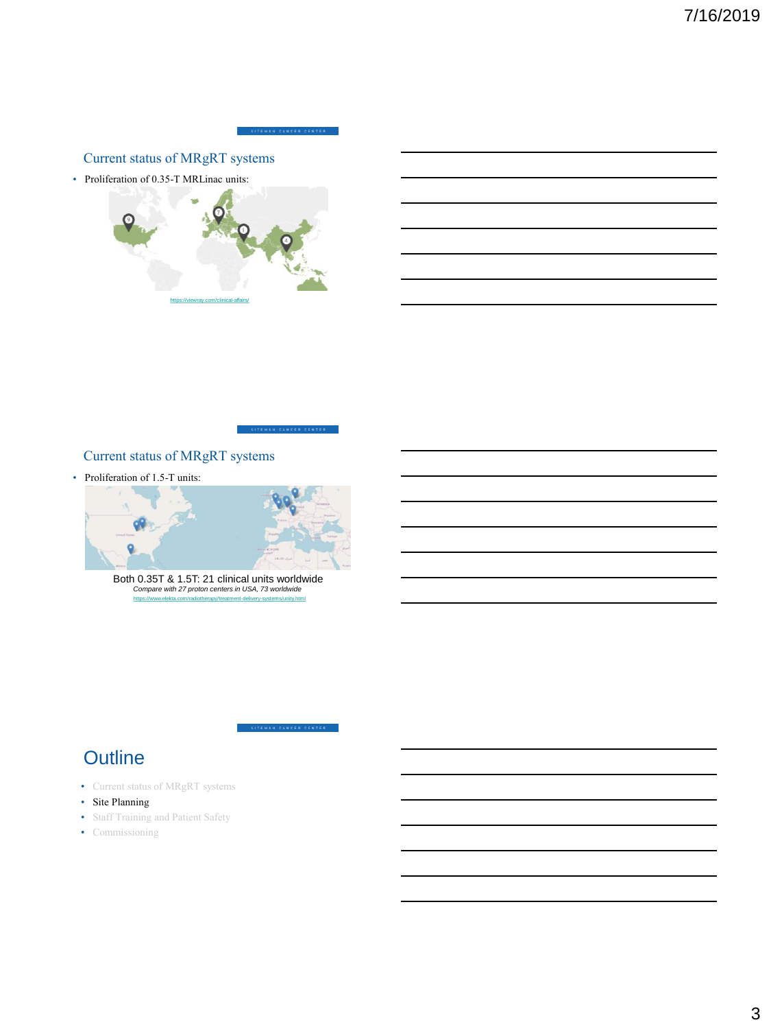## Current status of MRgRT systems

- Proliferation of 0.35-T MRLinac units:

https://viewray.com/clinical-affairs/

## Current status of MRgRT systems

- Proliferation of 1.5-T units:

Both 0.35T & 1.5T: 21 clinical units worldwide

*Compare with 27 proton centers in USA, 73 worldwide*

https://www.elekta.com/radiotherapy/treatment-delivery-systems/unity.html

## Outline

- Current status of MRgRT systems
- Site Planning
- Staff Training and Patient Safety
- Commissioning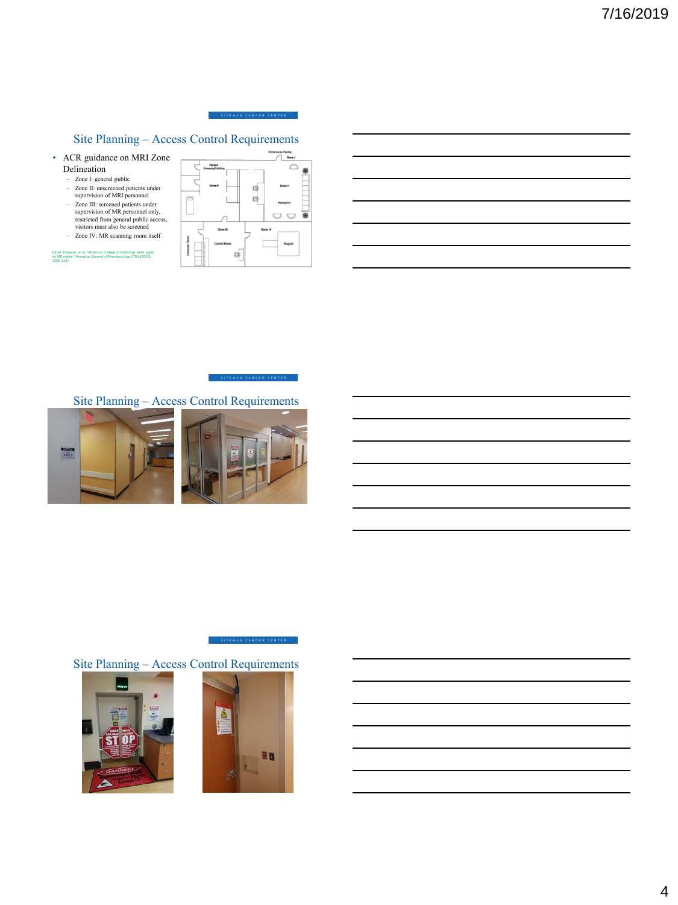## Site Planning – Access Control Requirements

- ACR guidance on MRI Zone Delineation
  - Zone I: general public
  - Zone II: unscreened patients under supervision of MRI personnel
  - Zone III: screened patients under supervision of MR personnel only, restricted from general public access, visitors must also be screened
  - Zone IV: MR scanning room itself

Kanal, Emanuel, et al. "American College of Radiology white paper on MR safety." *American Journal of Roentgenology* 178.6 (2002): 1335-1347.

## Site Planning – Access Control Requirements

## Site Planning – Access Control Requirements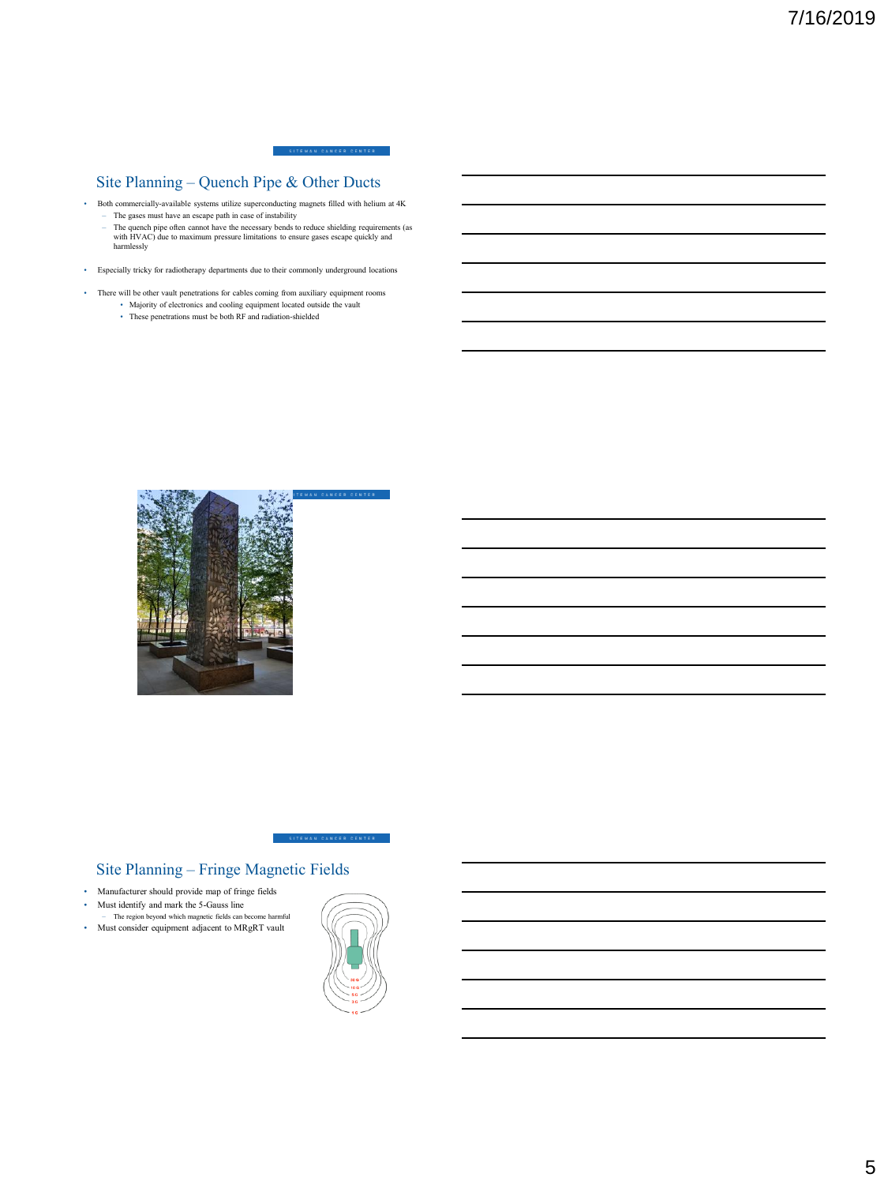## Site Planning – Quench Pipe & Other Ducts

- Both commercially-available systems utilize superconducting magnets filled with helium at 4K
  - The gases must have an escape path in case of instability
  - The quench pipe often cannot have the necessary bends to reduce shielding requirements (as with HVAC) due to maximum pressure limitations to ensure gases escape quickly and harmlessly
- Especially tricky for radiotherapy departments due to their commonly underground locations
- There will be other vault penetrations for cables coming from auxiliary equipment rooms
  - Majority of electronics and cooling equipment located outside the vault
  - These penetrations must be both RF and radiation-shielded

## Site Planning – Fringe Magnetic Fields

- Manufacturer should provide map of fringe fields
- Must identify and mark the 5-Gauss line
  - The region beyond which magnetic fields can become harmful
- Must consider equipment adjacent to MRgRT vault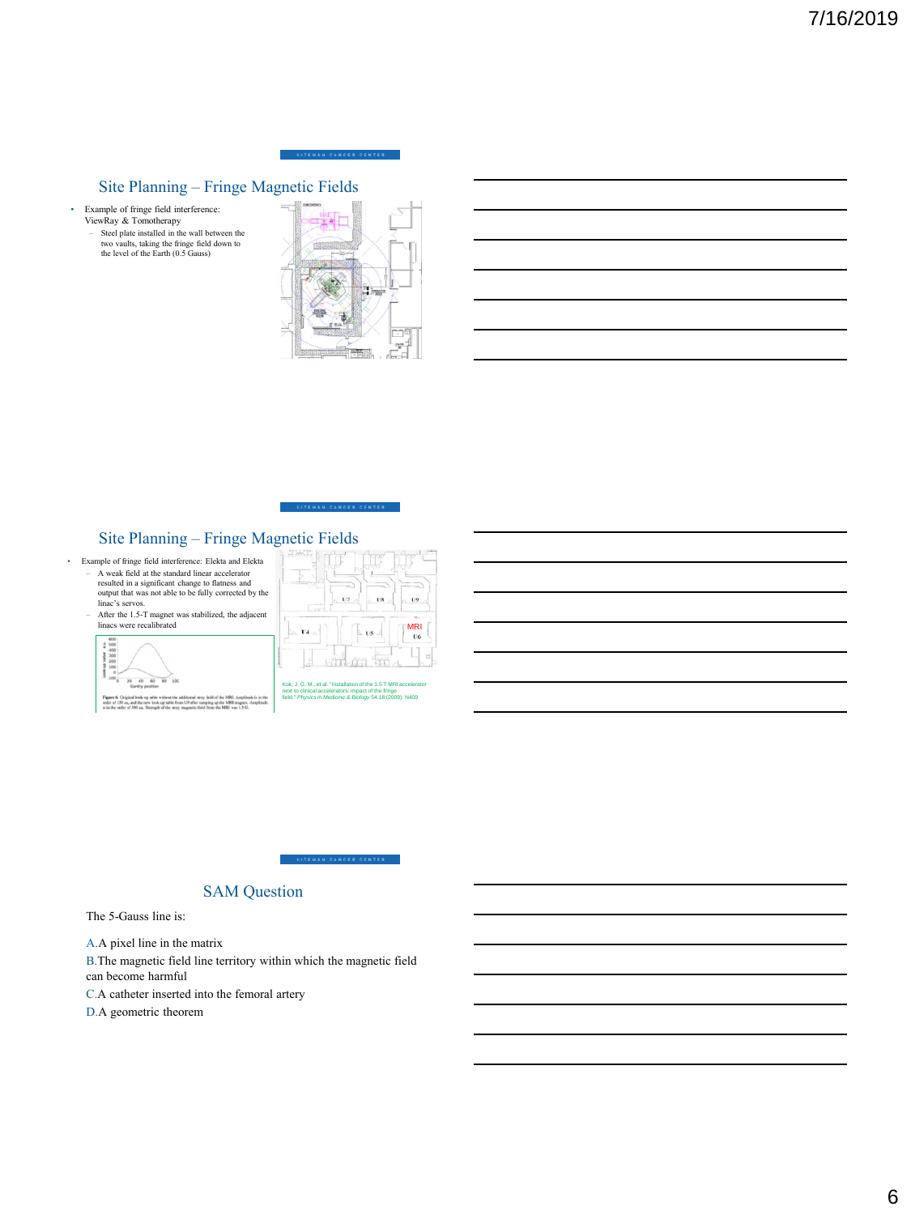## Site Planning – Fringe Magnetic Fields

- Example of fringe field interference: ViewRay & Tomotherapy
  - Steel plate installed in the wall between the two vaults, taking the fringe field down to the level of the Earth (0.5 Gauss)

## Site Planning – Fringe Magnetic Fields

- Example of fringe field interference: Elekta and Elekta
  - A weak field at the standard linear accelerator resulted in a significant change to flatness and output that was not able to be fully corrected by the linac's servos.
  - After the 1.5-T magnet was stabilized, the adjacent linacs were recalibrated

Figure 6. Original look up table without the additional stray field of the MRI. Amplitude is in the order of 150 au, and the new look up table from U9 after ramping up the MRI magnet. Amplitude is in the order of 500 au. Strength of the stray magnetic field from the MRI was 1.5 G.

Kok, J. G. M., et al. "Installation of the 1.5 T MRI accelerator next to clinical accelerators: impact of the fringe field." *Physics in Medicine & Biology* 54.18 (2009): N409.

## SAM Question

The 5-Gauss line is:

A. A pixel line in the matrix

B. The magnetic field line territory within which the magnetic field can become harmful

C. A catheter inserted into the femoral artery

D. A geometric theorem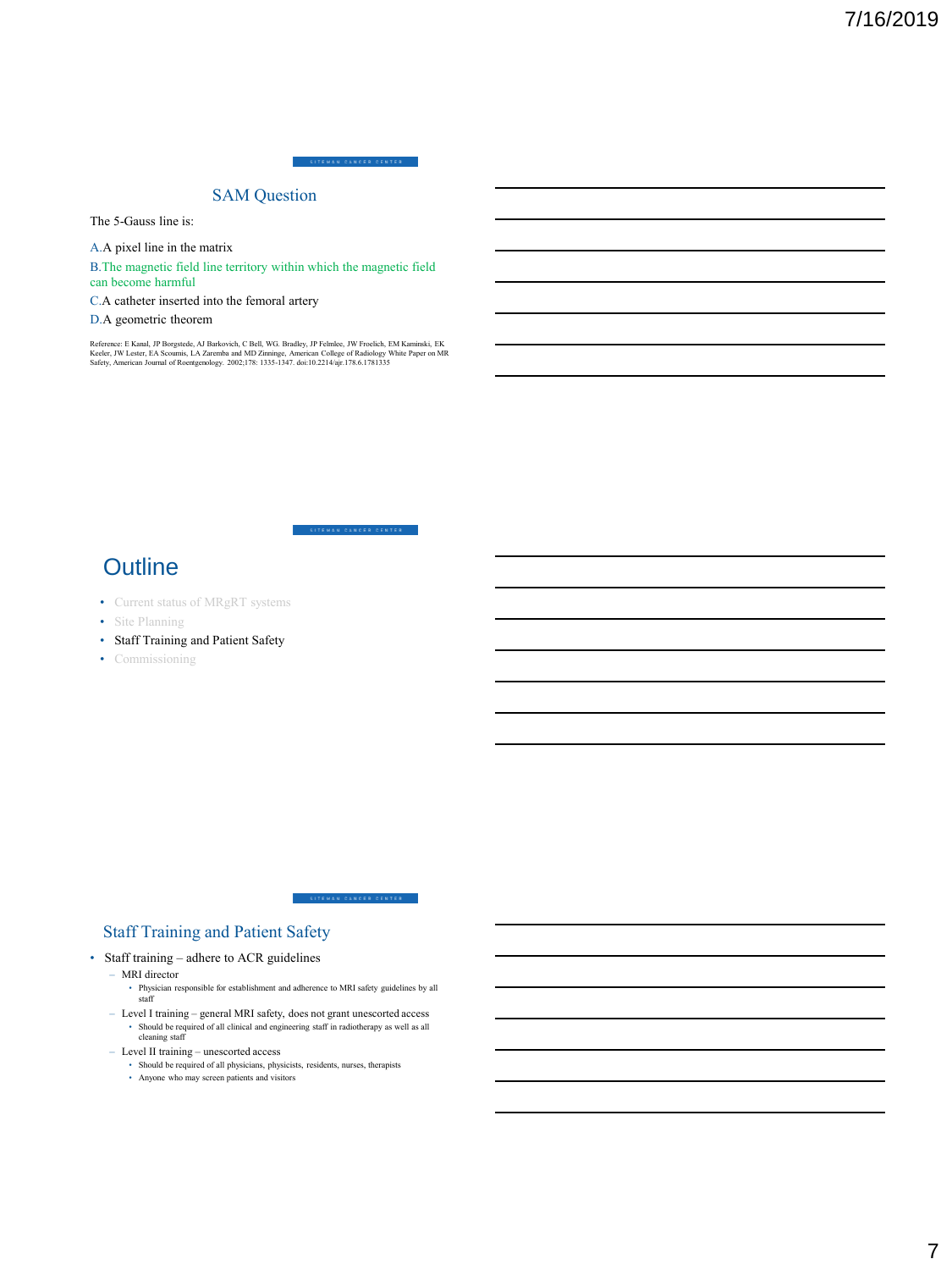## SAM Question

The 5-Gauss line is:

A. A pixel line in the matrix

B. The magnetic field line territory within which the magnetic field can become harmful

C. A catheter inserted into the femoral artery

D. A geometric theorem

Reference: E Kanal, JP Borgstede, AJ Barkovich, C Bell, WG. Bradley, JP Felmlee, JW Froelich, EM Kaminski, EK Keeler, JW Lester, EA Scoumis, LA Zaremba and MD Zinninge, American College of Radiology White Paper on MR Safety, American Journal of Roentgenology. 2002;178: 1335-1347. doi:10.2214/ajr.178.6.1781335

## Outline

- Current status of MRgRT systems
- Site Planning
- Staff Training and Patient Safety
- Commissioning

## Staff Training and Patient Safety

- Staff training – adhere to ACR guidelines
  - MRI director
    - Physician responsible for establishment and adherence to MRI safety guidelines by all staff
  - Level I training – general MRI safety, does not grant unescorted access
    - Should be required of all clinical and engineering staff in radiotherapy as well as all cleaning staff
  - Level II training – unescorted access
    - Should be required of all physicians, physicists, residents, nurses, therapists
    - Anyone who may screen patients and visitors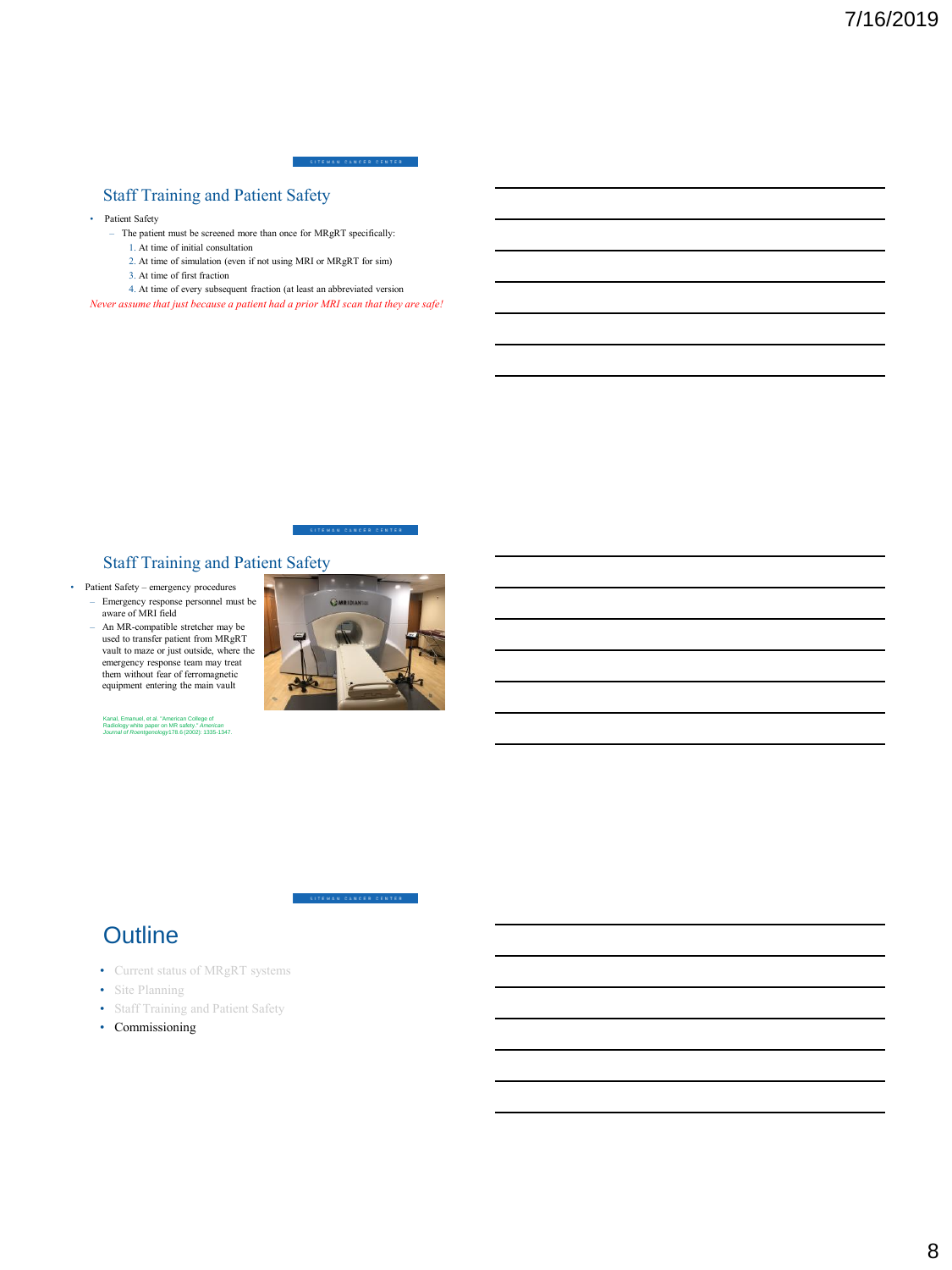## Staff Training and Patient Safety

- Patient Safety
  - The patient must be screened more than once for MRgRT specifically:
    1. At time of initial consultation
    2. At time of simulation (even if not using MRI or MRgRT for sim)
    3. At time of first fraction
    4. At time of every subsequent fraction (at least an abbreviated version

*Never assume that just because a patient had a prior MRI scan that they are safe!*

## Staff Training and Patient Safety

- Patient Safety – emergency procedures
  - Emergency response personnel must be aware of MRI field
  - An MR-compatible stretcher may be used to transfer patient from MRgRT vault to maze or just outside, where the emergency response team may treat them without fear of ferromagnetic equipment entering the main vault

Kanal, Emanuel, et al. "American College of Radiology white paper on MR safety." *American Journal of Roentgenology* 178.6 (2002): 1335-1347.

## Outline

- Current status of MRgRT systems
- Site Planning
- Staff Training and Patient Safety
- Commissioning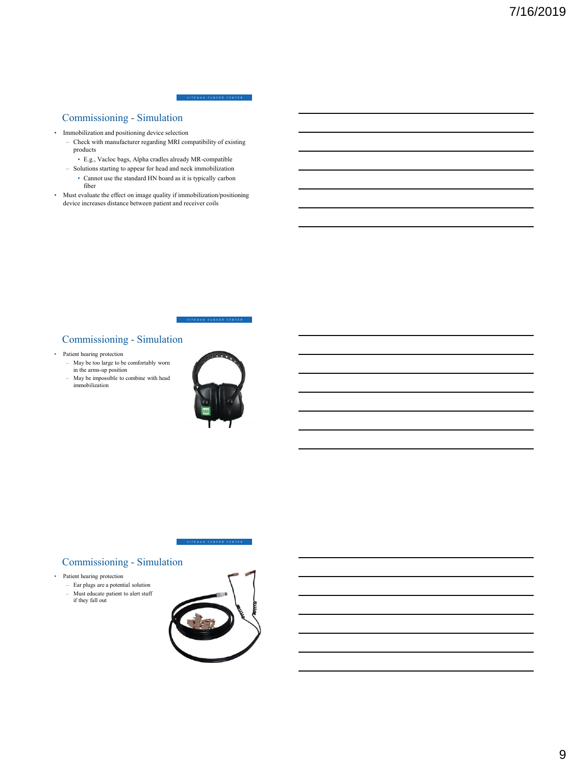## Commissioning - Simulation

- Immobilization and positioning device selection
  - Check with manufacturer regarding MRI compatibility of existing products
    - E.g., Vacloc bags, Alpha cradles already MR-compatible
  - Solutions starting to appear for head and neck immobilization
    - Cannot use the standard HN board as it is typically carbon fiber
- Must evaluate the effect on image quality if immobilization/positioning device increases distance between patient and receiver coils

## Commissioning - Simulation

- Patient hearing protection
  - May be too large to be comfortably worn in the arms-up position
  - May be impossible to combine with head immobilization

## Commissioning - Simulation

- Patient hearing protection
  - Ear plugs are a potential solution
  - Must educate patient to alert staff if they fall out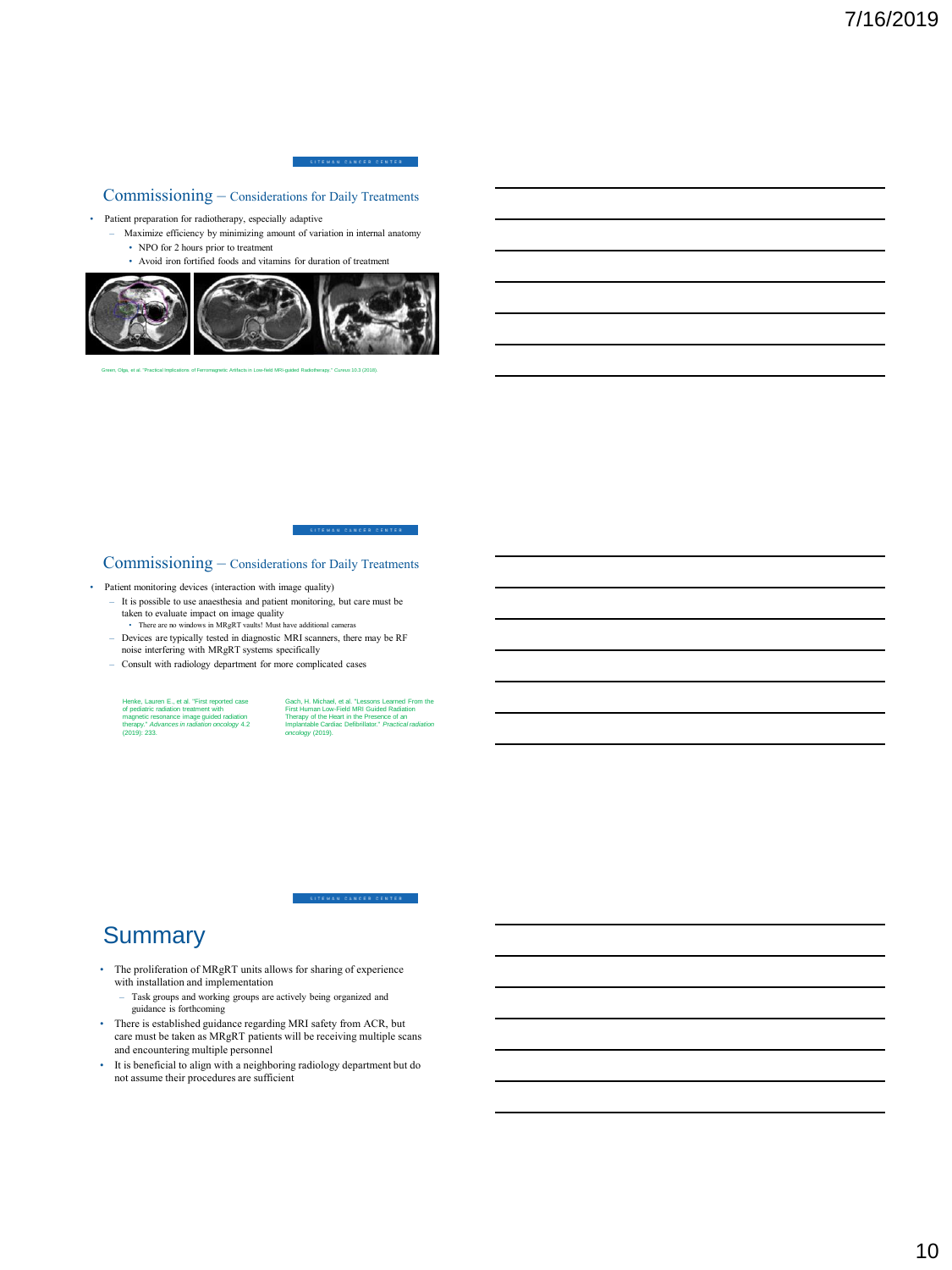## Commissioning – Considerations for Daily Treatments

- Patient preparation for radiotherapy, especially adaptive
  - Maximize efficiency by minimizing amount of variation in internal anatomy
    - NPO for 2 hours prior to treatment
    - Avoid iron fortified foods and vitamins for duration of treatment

Green, Olga, et al. "Practical implications of Ferromagnetic Artifacts in Low-field MRI-guided Radiotherapy." Cureus 10.3 (2018).

## Commissioning – Considerations for Daily Treatments

- Patient monitoring devices (interaction with image quality)
  - It is possible to use anaesthesia and patient monitoring, but care must be taken to evaluate impact on image quality
    - There are no windows in MRgRT vaults! Must have additional cameras
  - Devices are typically tested in diagnostic MRI scanners, there may be RF noise interfering with MRgRT systems specifically
  - Consult with radiology department for more complicated cases

Henke, Lauren E., et al. "First reported case of pediatric radiation treatment with magnetic resonance image guided radiation therapy." *Advances in radiation oncology* 4.2 (2019): 233.

Gach, H. Michael, et al. "Lessons Learned From the First Human Low-Field MRI Guided Radiation Therapy of the Heart in the Presence of an Implantable Cardiac Defibrillator." *Practical radiation oncology* (2019).

## Summary

- The proliferation of MRgRT units allows for sharing of experience with installation and implementation
  - Task groups and working groups are actively being organized and guidance is forthcoming
- There is established guidance regarding MRI safety from ACR, but care must be taken as MRgRT patients will be receiving multiple scans and encountering multiple personnel
- It is beneficial to align with a neighboring radiology department but do not assume their procedures are sufficient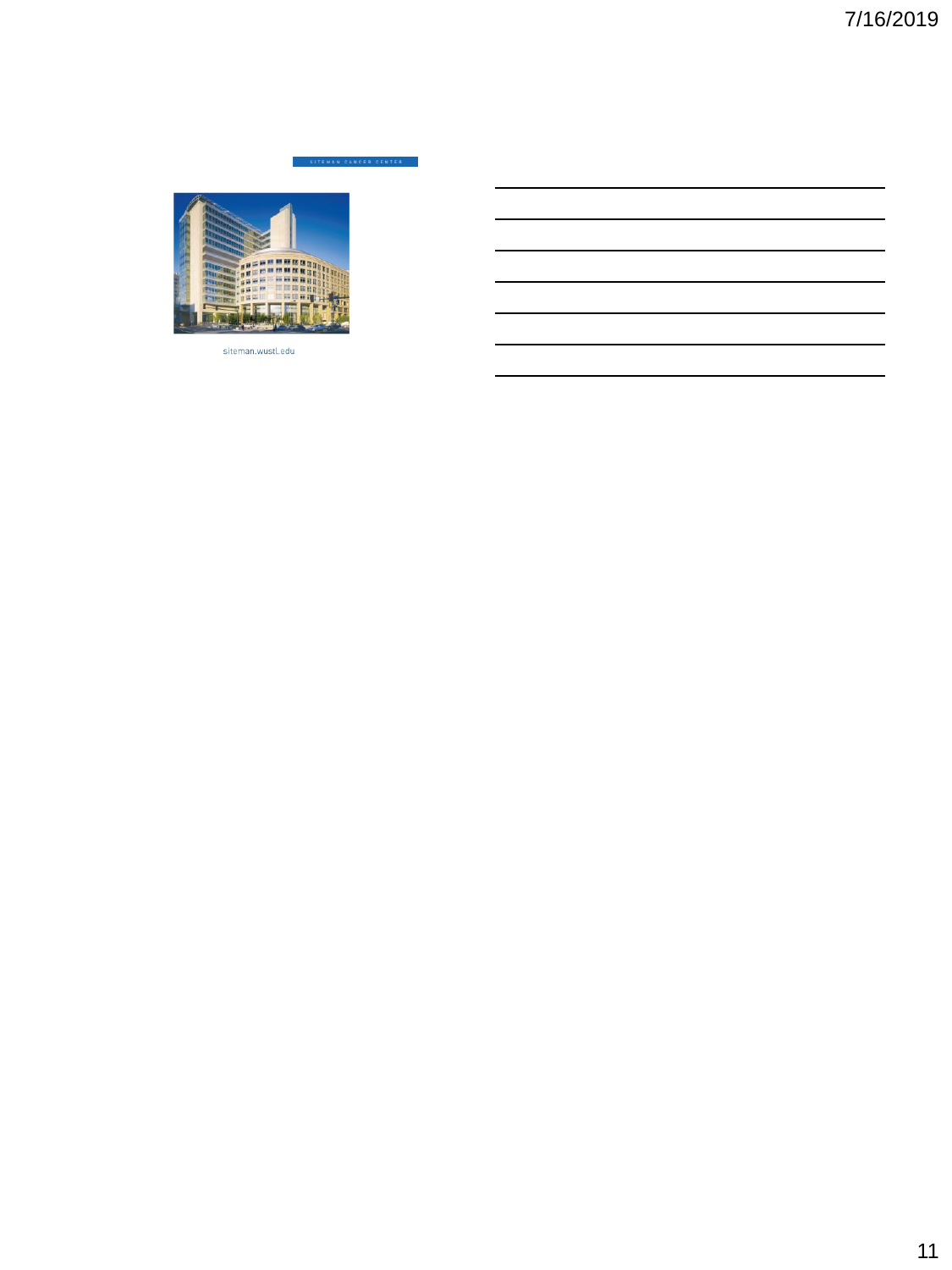SITEMAN CANCER CENTER

siteman.wustl.edu